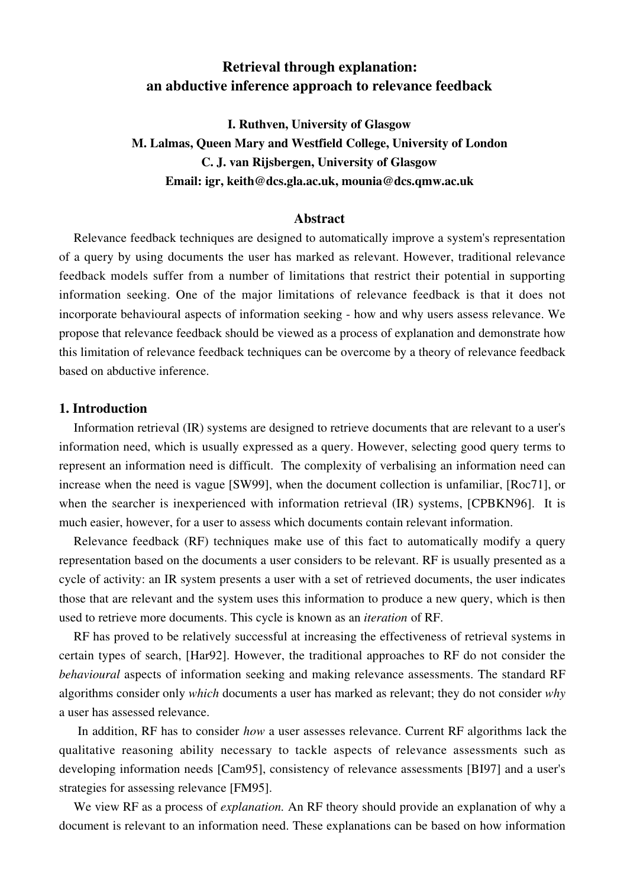# Retrieval through explanation: an abductive inference approach to relevance feedback

**I. Ruthven, University of Glasgow**
**M. Lalmas, Queen Mary and Westfield College, University of London**
**C. J. van Rijsbergen, University of Glasgow**
**Email: igr, keith@dcs.gla.ac.uk, mounia@dcs.qmw.ac.uk**

## Abstract

Relevance feedback techniques are designed to automatically improve a system's representation of a query by using documents the user has marked as relevant. However, traditional relevance feedback models suffer from a number of limitations that restrict their potential in supporting information seeking. One of the major limitations of relevance feedback is that it does not incorporate behavioural aspects of information seeking - how and why users assess relevance. We propose that relevance feedback should be viewed as a process of explanation and demonstrate how this limitation of relevance feedback techniques can be overcome by a theory of relevance feedback based on abductive inference.

## 1. Introduction

Information retrieval (IR) systems are designed to retrieve documents that are relevant to a user's information need, which is usually expressed as a query. However, selecting good query terms to represent an information need is difficult. The complexity of verbalising an information need can increase when the need is vague [SW99], when the document collection is unfamiliar, [Roc71], or when the searcher is inexperienced with information retrieval (IR) systems, [CPBKN96]. It is much easier, however, for a user to assess which documents contain relevant information.

Relevance feedback (RF) techniques make use of this fact to automatically modify a query representation based on the documents a user considers to be relevant. RF is usually presented as a cycle of activity: an IR system presents a user with a set of retrieved documents, the user indicates those that are relevant and the system uses this information to produce a new query, which is then used to retrieve more documents. This cycle is known as an *iteration* of RF.

RF has proved to be relatively successful at increasing the effectiveness of retrieval systems in certain types of search, [Har92]. However, the traditional approaches to RF do not consider the *behavioural* aspects of information seeking and making relevance assessments. The standard RF algorithms consider only *which* documents a user has marked as relevant; they do not consider *why* a user has assessed relevance.

In addition, RF has to consider *how* a user assesses relevance. Current RF algorithms lack the qualitative reasoning ability necessary to tackle aspects of relevance assessments such as developing information needs [Cam95], consistency of relevance assessments [BI97] and a user's strategies for assessing relevance [FM95].

We view RF as a process of *explanation.* An RF theory should provide an explanation of why a document is relevant to an information need. These explanations can be based on how information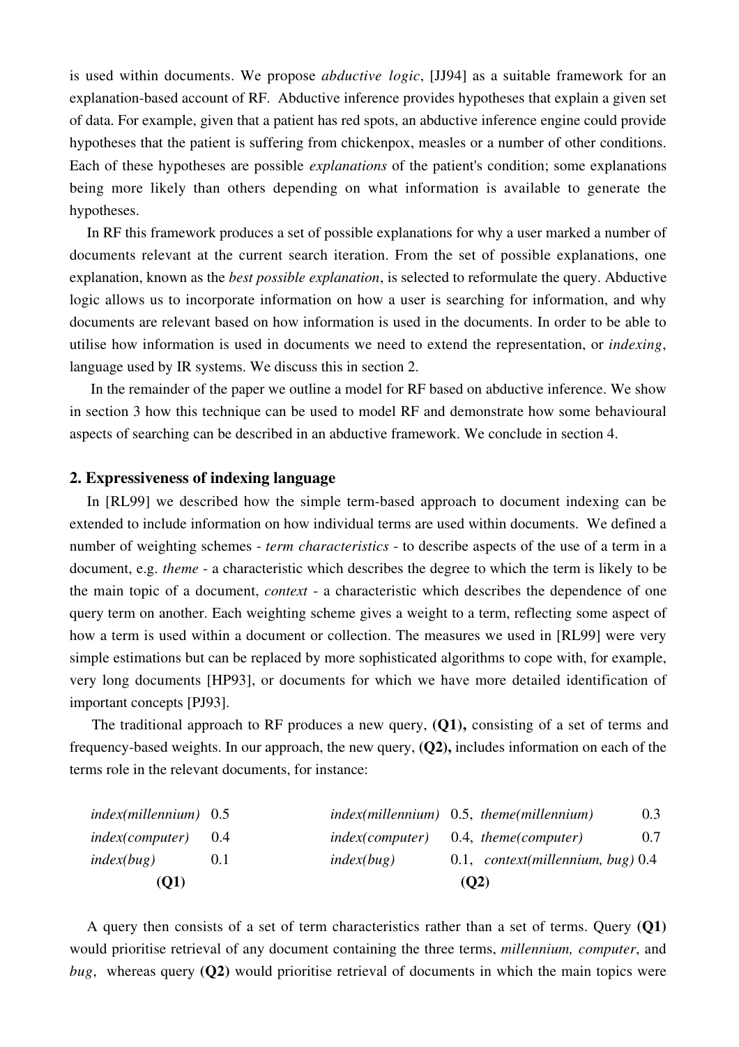is used within documents. We propose *abductive logic*, [JJ94] as a suitable framework for an explanation-based account of RF. Abductive inference provides hypotheses that explain a given set of data. For example, given that a patient has red spots, an abductive inference engine could provide hypotheses that the patient is suffering from chickenpox, measles or a number of other conditions. Each of these hypotheses are possible *explanations* of the patient's condition; some explanations being more likely than others depending on what information is available to generate the hypotheses.

In RF this framework produces a set of possible explanations for why a user marked a number of documents relevant at the current search iteration. From the set of possible explanations, one explanation, known as the *best possible explanation*, is selected to reformulate the query. Abductive logic allows us to incorporate information on how a user is searching for information, and why documents are relevant based on how information is used in the documents. In order to be able to utilise how information is used in documents we need to extend the representation, or *indexing*, language used by IR systems. We discuss this in section 2.

In the remainder of the paper we outline a model for RF based on abductive inference. We show in section 3 how this technique can be used to model RF and demonstrate how some behavioural aspects of searching can be described in an abductive framework. We conclude in section 4.

## 2. Expressiveness of indexing language

In [RL99] we described how the simple term-based approach to document indexing can be extended to include information on how individual terms are used within documents. We defined a number of weighting schemes - *term characteristics* - to describe aspects of the use of a term in a document, e.g. *theme* - a characteristic which describes the degree to which the term is likely to be the main topic of a document, *context* - a characteristic which describes the dependence of one query term on another. Each weighting scheme gives a weight to a term, reflecting some aspect of how a term is used within a document or collection. The measures we used in [RL99] were very simple estimations but can be replaced by more sophisticated algorithms to cope with, for example, very long documents [HP93], or documents for which we have more detailed identification of important concepts [PJ93].

The traditional approach to RF produces a new query, **(Q1),** consisting of a set of terms and frequency-based weights. In our approach, the new query, **(Q2),** includes information on each of the terms role in the relevant documents, for instance:

| | | | | | | |
|---|---|---|---|---|---|---|
| *index(millennium)* | 0.5 | | *index(millennium)* | 0.5, | *theme(millennium)* | 0.3 |
| *index(computer)* | 0.4 | | *index(computer)* | 0.4, | *theme(computer)* | 0.7 |
| *index(bug)* | 0.1 | | *index(bug)* | 0.1, | *context(millennium, bug)* | 0.4 |
| **(Q1)** | | | **(Q2)** | | | |

A query then consists of a set of term characteristics rather than a set of terms. Query **(Q1)** would prioritise retrieval of any document containing the three terms, *millennium, computer*, and *bug*, whereas query **(Q2)** would prioritise retrieval of documents in which the main topics were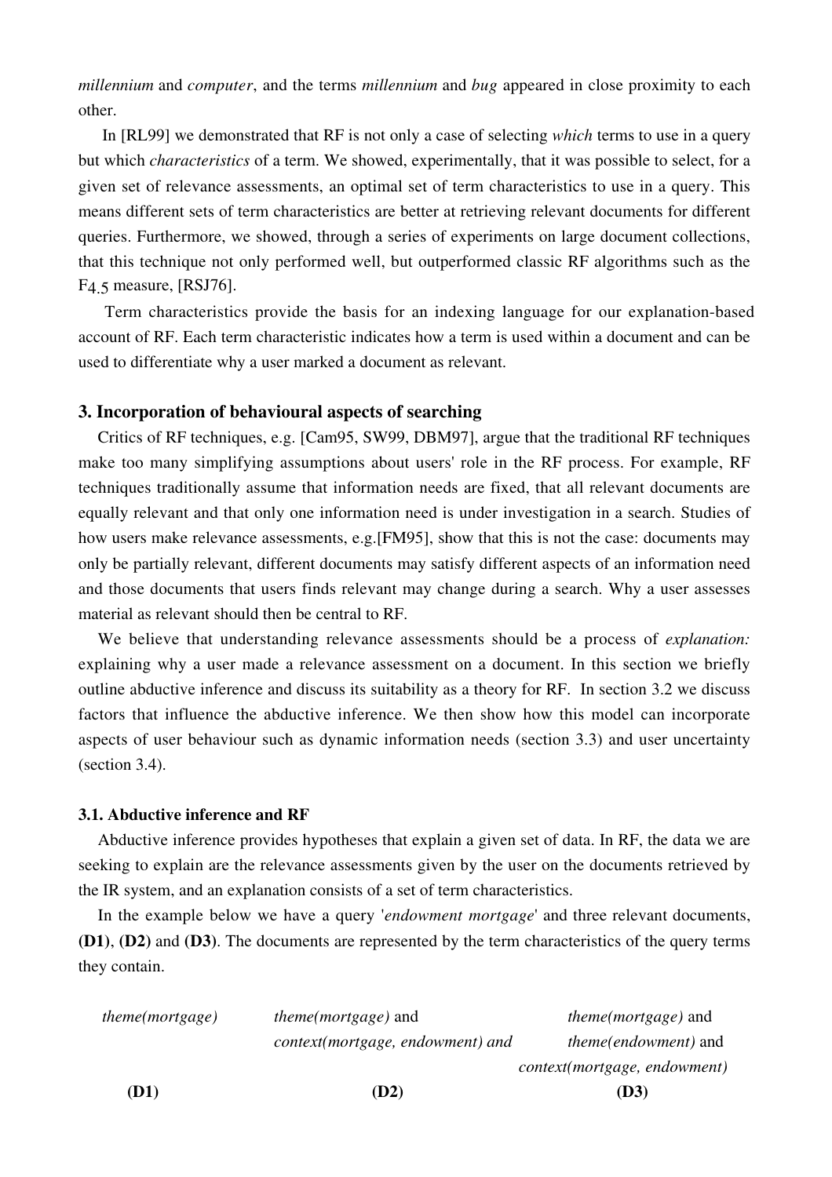*millennium* and *computer*, and the terms *millennium* and *bug* appeared in close proximity to each other.

In [RL99] we demonstrated that RF is not only a case of selecting *which* terms to use in a query but which *characteristics* of a term. We showed, experimentally, that it was possible to select, for a given set of relevance assessments, an optimal set of term characteristics to use in a query. This means different sets of term characteristics are better at retrieving relevant documents for different queries. Furthermore, we showed, through a series of experiments on large document collections, that this technique not only performed well, but outperformed classic RF algorithms such as the $F_{4.5}$ measure, [RSJ76].

Term characteristics provide the basis for an indexing language for our explanation-based account of RF. Each term characteristic indicates how a term is used within a document and can be used to differentiate why a user marked a document as relevant.

## 3. Incorporation of behavioural aspects of searching

Critics of RF techniques, e.g. [Cam95, SW99, DBM97], argue that the traditional RF techniques make too many simplifying assumptions about users' role in the RF process. For example, RF techniques traditionally assume that information needs are fixed, that all relevant documents are equally relevant and that only one information need is under investigation in a search. Studies of how users make relevance assessments, e.g.[FM95], show that this is not the case: documents may only be partially relevant, different documents may satisfy different aspects of an information need and those documents that users finds relevant may change during a search. Why a user assesses material as relevant should then be central to RF.

We believe that understanding relevance assessments should be a process of *explanation:* explaining why a user made a relevance assessment on a document. In this section we briefly outline abductive inference and discuss its suitability as a theory for RF. In section 3.2 we discuss factors that influence the abductive inference. We then show how this model can incorporate aspects of user behaviour such as dynamic information needs (section 3.3) and user uncertainty (section 3.4).

### 3.1. Abductive inference and RF

Abductive inference provides hypotheses that explain a given set of data. In RF, the data we are seeking to explain are the relevance assessments given by the user on the documents retrieved by the IR system, and an explanation consists of a set of term characteristics.

In the example below we have a query '*endowment mortgage*' and three relevant documents, **(D1)**, **(D2)** and **(D3)**. The documents are represented by the term characteristics of the query terms they contain.

| *theme(mortgage)* | *theme(mortgage)* and *context(mortgage, endowment) and* | *theme(mortgage)* and *theme(endowment)* and *context(mortgage, endowment)* |
|---|---|---|
| **(D1)** | **(D2)** | **(D3)** |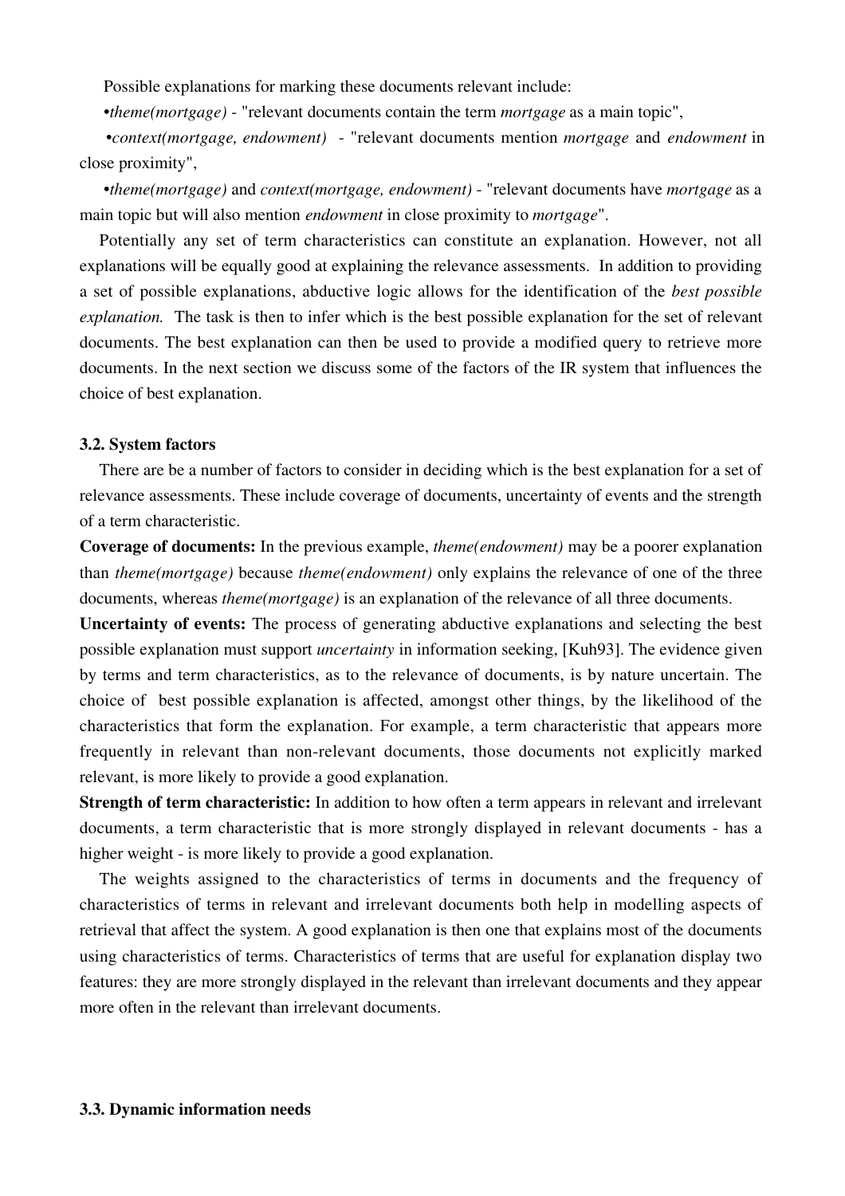Possible explanations for marking these documents relevant include:

•*theme(mortgage)* - "relevant documents contain the term *mortgage* as a main topic",

•*context(mortgage, endowment)* - "relevant documents mention *mortgage* and *endowment* in close proximity",

•*theme(mortgage)* and *context(mortgage, endowment)* - "relevant documents have *mortgage* as a main topic but will also mention *endowment* in close proximity to *mortgage*".

Potentially any set of term characteristics can constitute an explanation. However, not all explanations will be equally good at explaining the relevance assessments. In addition to providing a set of possible explanations, abductive logic allows for the identification of the *best possible explanation.* The task is then to infer which is the best possible explanation for the set of relevant documents. The best explanation can then be used to provide a modified query to retrieve more documents. In the next section we discuss some of the factors of the IR system that influences the choice of best explanation.

### 3.2. System factors

There are be a number of factors to consider in deciding which is the best explanation for a set of relevance assessments. These include coverage of documents, uncertainty of events and the strength of a term characteristic.

**Coverage of documents:** In the previous example, *theme(endowment)* may be a poorer explanation than *theme(mortgage)* because *theme(endowment)* only explains the relevance of one of the three documents, whereas *theme(mortgage)* is an explanation of the relevance of all three documents.

**Uncertainty of events:** The process of generating abductive explanations and selecting the best possible explanation must support *uncertainty* in information seeking, [Kuh93]. The evidence given by terms and term characteristics, as to the relevance of documents, is by nature uncertain. The choice of best possible explanation is affected, amongst other things, by the likelihood of the characteristics that form the explanation. For example, a term characteristic that appears more frequently in relevant than non-relevant documents, those documents not explicitly marked relevant, is more likely to provide a good explanation.

**Strength of term characteristic:** In addition to how often a term appears in relevant and irrelevant documents, a term characteristic that is more strongly displayed in relevant documents - has a higher weight - is more likely to provide a good explanation.

The weights assigned to the characteristics of terms in documents and the frequency of characteristics of terms in relevant and irrelevant documents both help in modelling aspects of retrieval that affect the system. A good explanation is then one that explains most of the documents using characteristics of terms. Characteristics of terms that are useful for explanation display two features: they are more strongly displayed in the relevant than irrelevant documents and they appear more often in the relevant than irrelevant documents.

### 3.3. Dynamic information needs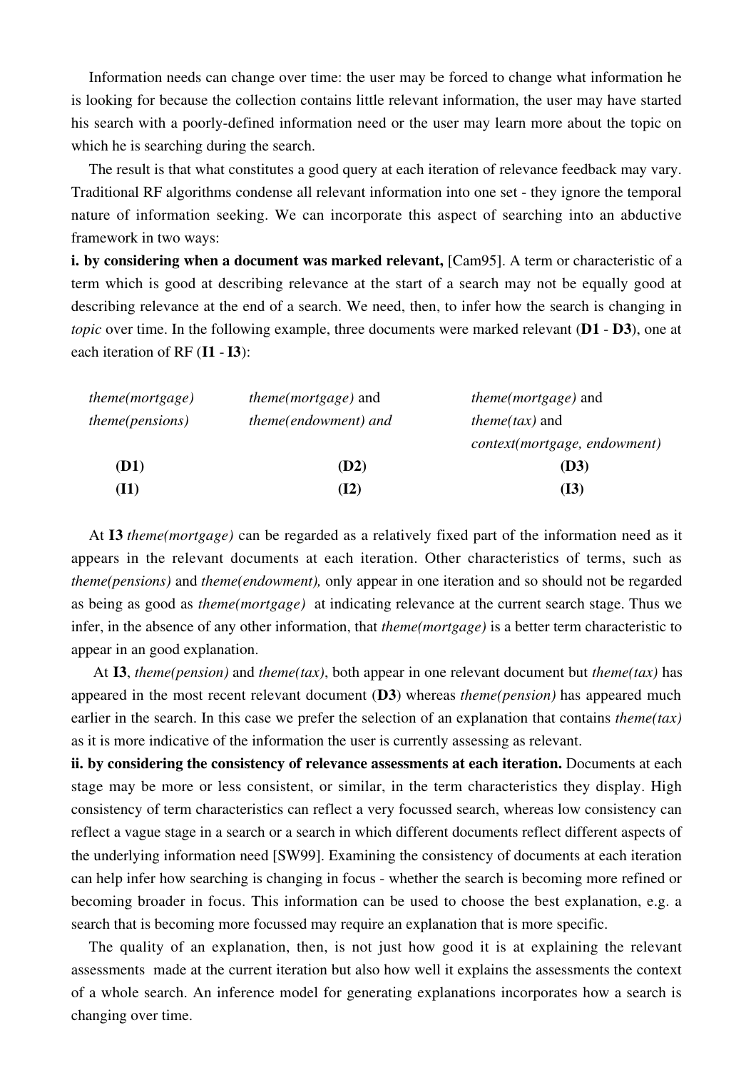Information needs can change over time: the user may be forced to change what information he is looking for because the collection contains little relevant information, the user may have started his search with a poorly-defined information need or the user may learn more about the topic on which he is searching during the search.

The result is that what constitutes a good query at each iteration of relevance feedback may vary. Traditional RF algorithms condense all relevant information into one set - they ignore the temporal nature of information seeking. We can incorporate this aspect of searching into an abductive framework in two ways:

**i. by considering when a document was marked relevant,** [Cam95]. A term or characteristic of a term which is good at describing relevance at the start of a search may not be equally good at describing relevance at the end of a search. We need, then, to infer how the search is changing in *topic* over time. In the following example, three documents were marked relevant (**D1** - **D3**), one at each iteration of RF (**I1** - **I3**):

| | | |
|---|---|---|
| *theme(mortgage)* | *theme(mortgage)* and | *theme(mortgage)* and |
| *theme(pensions)* | *theme(endowment) and* | *theme(tax)* and |
| | | *context(mortgage, endowment)* |
| **(D1)** | **(D2)** | **(D3)** |
| **(I1)** | **(I2)** | **(I3)** |

At **I3** *theme(mortgage)* can be regarded as a relatively fixed part of the information need as it appears in the relevant documents at each iteration. Other characteristics of terms, such as *theme(pensions)* and *theme(endowment),* only appear in one iteration and so should not be regarded as being as good as *theme(mortgage)* at indicating relevance at the current search stage. Thus we infer, in the absence of any other information, that *theme(mortgage)* is a better term characteristic to appear in an good explanation.

At **I3**, *theme(pension)* and *theme(tax)*, both appear in one relevant document but *theme(tax)* has appeared in the most recent relevant document (**D3**) whereas *theme(pension)* has appeared much earlier in the search. In this case we prefer the selection of an explanation that contains *theme(tax)* as it is more indicative of the information the user is currently assessing as relevant.

**ii. by considering the consistency of relevance assessments at each iteration.** Documents at each stage may be more or less consistent, or similar, in the term characteristics they display. High consistency of term characteristics can reflect a very focussed search, whereas low consistency can reflect a vague stage in a search or a search in which different documents reflect different aspects of the underlying information need [SW99]. Examining the consistency of documents at each iteration can help infer how searching is changing in focus - whether the search is becoming more refined or becoming broader in focus. This information can be used to choose the best explanation, e.g. a search that is becoming more focussed may require an explanation that is more specific.

The quality of an explanation, then, is not just how good it is at explaining the relevant assessments made at the current iteration but also how well it explains the assessments the context of a whole search. An inference model for generating explanations incorporates how a search is changing over time.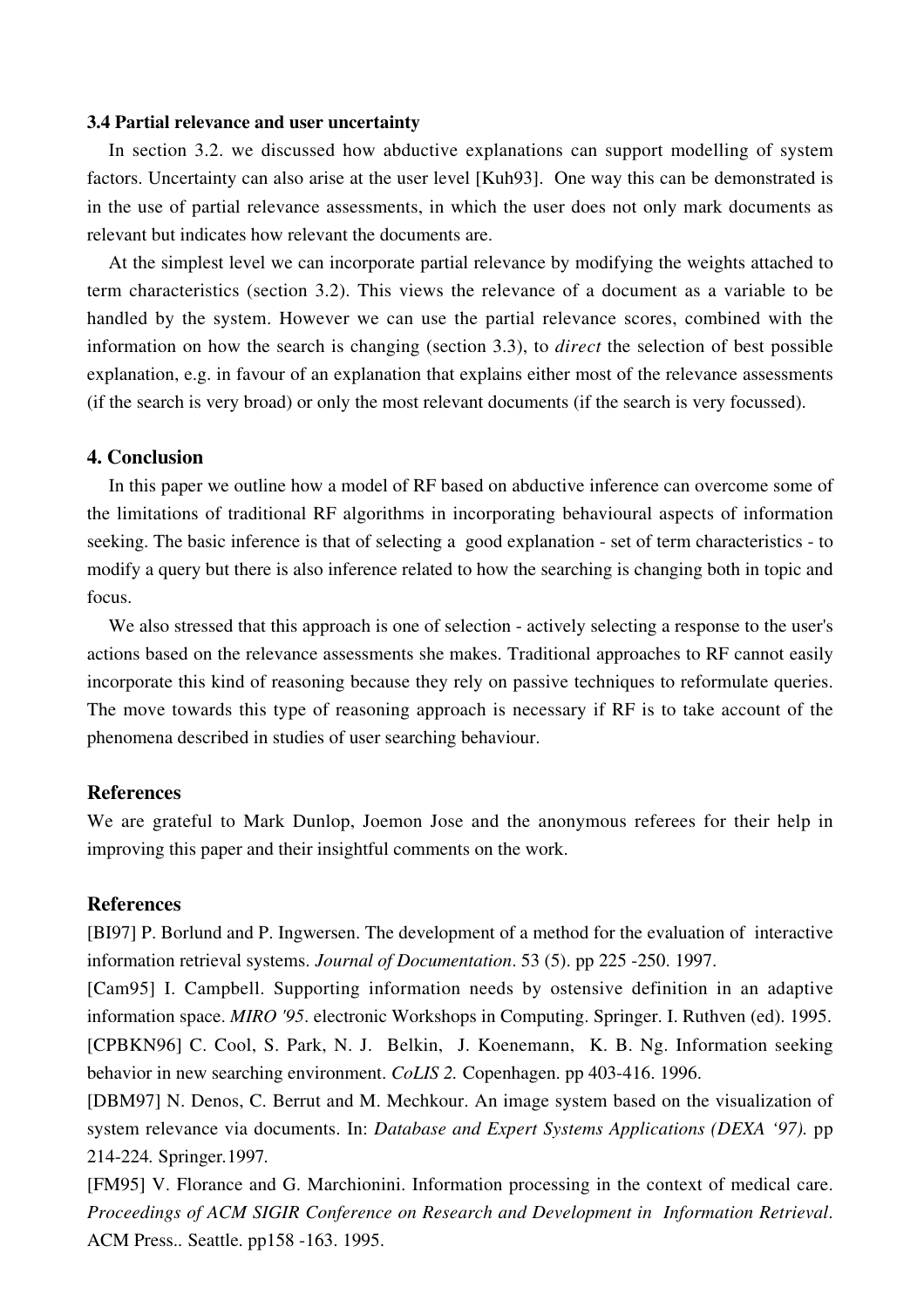### 3.4 Partial relevance and user uncertainty

In section 3.2. we discussed how abductive explanations can support modelling of system factors. Uncertainty can also arise at the user level [Kuh93]. One way this can be demonstrated is in the use of partial relevance assessments, in which the user does not only mark documents as relevant but indicates how relevant the documents are.

At the simplest level we can incorporate partial relevance by modifying the weights attached to term characteristics (section 3.2). This views the relevance of a document as a variable to be handled by the system. However we can use the partial relevance scores, combined with the information on how the search is changing (section 3.3), to *direct* the selection of best possible explanation, e.g. in favour of an explanation that explains either most of the relevance assessments (if the search is very broad) or only the most relevant documents (if the search is very focussed).

## 4. Conclusion

In this paper we outline how a model of RF based on abductive inference can overcome some of the limitations of traditional RF algorithms in incorporating behavioural aspects of information seeking. The basic inference is that of selecting a good explanation - set of term characteristics - to modify a query but there is also inference related to how the searching is changing both in topic and focus.

We also stressed that this approach is one of selection - actively selecting a response to the user's actions based on the relevance assessments she makes. Traditional approaches to RF cannot easily incorporate this kind of reasoning because they rely on passive techniques to reformulate queries. The move towards this type of reasoning approach is necessary if RF is to take account of the phenomena described in studies of user searching behaviour.

## References

We are grateful to Mark Dunlop, Joemon Jose and the anonymous referees for their help in improving this paper and their insightful comments on the work.

## References

[BI97] P. Borlund and P. Ingwersen. The development of a method for the evaluation of interactive information retrieval systems. *Journal of Documentation*. 53 (5). pp 225 -250. 1997.

[Cam95] I. Campbell. Supporting information needs by ostensive definition in an adaptive information space. *MIRO '95*. electronic Workshops in Computing. Springer. I. Ruthven (ed). 1995.

[CPBKN96] C. Cool, S. Park, N. J. Belkin, J. Koenemann, K. B. Ng. Information seeking behavior in new searching environment. *CoLIS 2.* Copenhagen. pp 403-416. 1996.

[DBM97] N. Denos, C. Berrut and M. Mechkour. An image system based on the visualization of system relevance via documents. In: *Database and Expert Systems Applications (DEXA '97).* pp 214-224. Springer.1997.

[FM95] V. Florance and G. Marchionini. Information processing in the context of medical care. *Proceedings of ACM SIGIR Conference on Research and Development in Information Retrieval*. ACM Press.. Seattle. pp158 -163. 1995.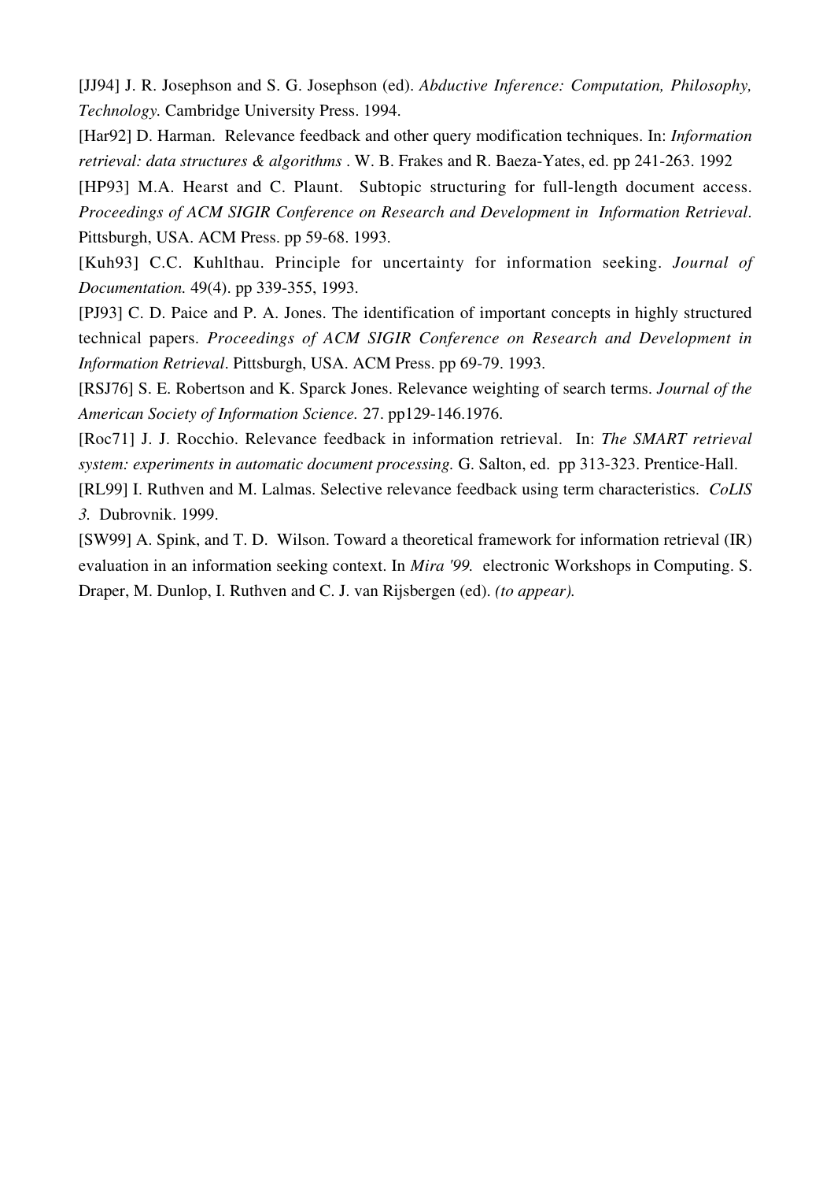[JJ94] J. R. Josephson and S. G. Josephson (ed). *Abductive Inference: Computation, Philosophy, Technology.* Cambridge University Press. 1994.

[Har92] D. Harman. Relevance feedback and other query modification techniques. In: *Information retrieval: data structures & algorithms* . W. B. Frakes and R. Baeza-Yates, ed. pp 241-263. 1992

[HP93] M.A. Hearst and C. Plaunt. Subtopic structuring for full-length document access. *Proceedings of ACM SIGIR Conference on Research and Development in Information Retrieval*. Pittsburgh, USA. ACM Press. pp 59-68. 1993.

[Kuh93] C.C. Kuhlthau. Principle for uncertainty for information seeking. *Journal of Documentation.* 49(4). pp 339-355, 1993.

[PJ93] C. D. Paice and P. A. Jones. The identification of important concepts in highly structured technical papers. *Proceedings of ACM SIGIR Conference on Research and Development in Information Retrieval*. Pittsburgh, USA. ACM Press. pp 69-79. 1993.

[RSJ76] S. E. Robertson and K. Sparck Jones. Relevance weighting of search terms. *Journal of the American Society of Information Science.* 27. pp129-146.1976.

[Roc71] J. J. Rocchio. Relevance feedback in information retrieval. In: *The SMART retrieval system: experiments in automatic document processing.* G. Salton, ed. pp 313-323. Prentice-Hall.

[RL99] I. Ruthven and M. Lalmas. Selective relevance feedback using term characteristics. *CoLIS 3.* Dubrovnik. 1999.

[SW99] A. Spink, and T. D. Wilson. Toward a theoretical framework for information retrieval (IR) evaluation in an information seeking context. In *Mira '99.* electronic Workshops in Computing. S. Draper, M. Dunlop, I. Ruthven and C. J. van Rijsbergen (ed). *(to appear).*